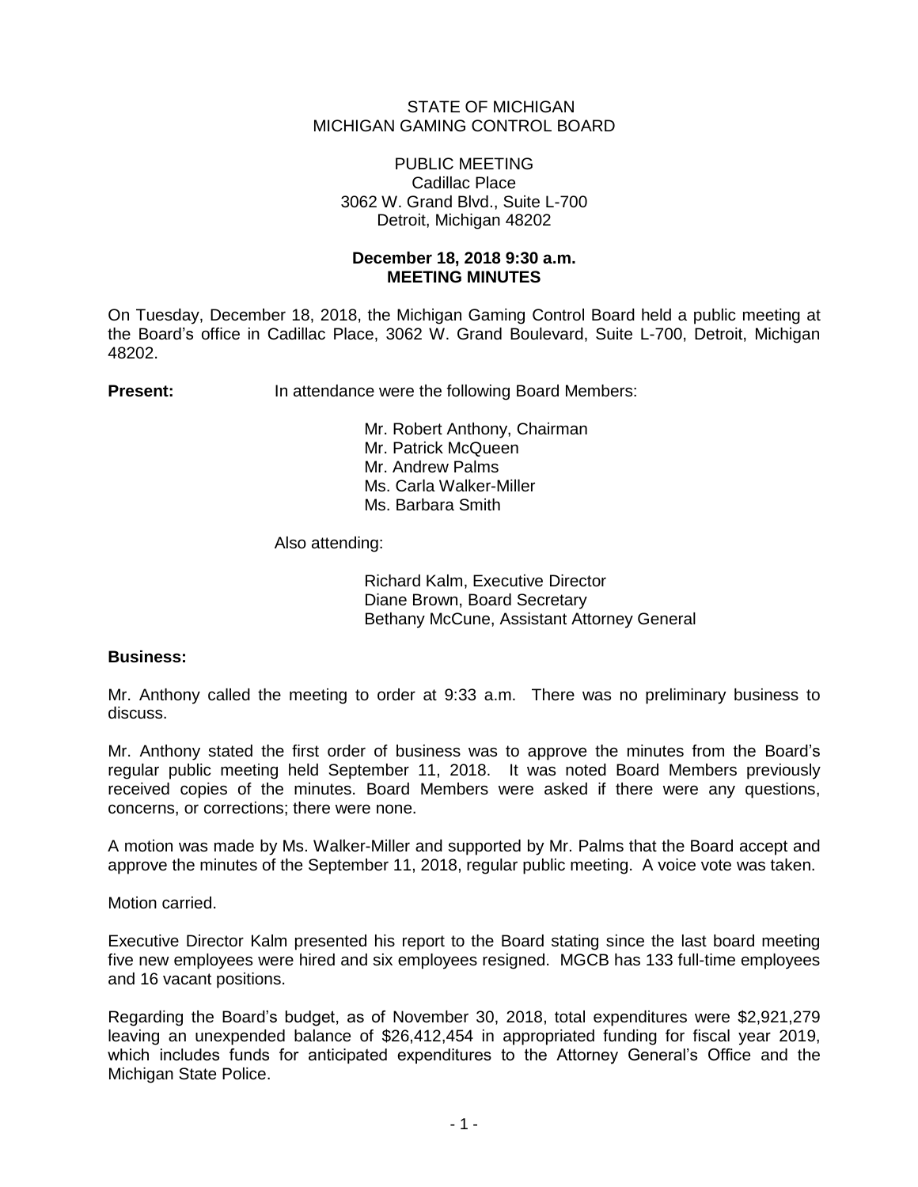STATE OF MICHIGAN
MICHIGAN GAMING CONTROL BOARD

PUBLIC MEETING
Cadillac Place
3062 W. Grand Blvd., Suite L-700
Detroit, Michigan 48202

**December 18, 2018 9:30 a.m.**
**MEETING MINUTES**

On Tuesday, December 18, 2018, the Michigan Gaming Control Board held a public meeting at the Board's office in Cadillac Place, 3062 W. Grand Boulevard, Suite L-700, Detroit, Michigan 48202.

**Present:** In attendance were the following Board Members:

Mr. Robert Anthony, Chairman
Mr. Patrick McQueen
Mr. Andrew Palms
Ms. Carla Walker-Miller
Ms. Barbara Smith

Also attending:

Richard Kalm, Executive Director
Diane Brown, Board Secretary
Bethany McCune, Assistant Attorney General

**Business:**

Mr. Anthony called the meeting to order at 9:33 a.m. There was no preliminary business to discuss.

Mr. Anthony stated the first order of business was to approve the minutes from the Board's regular public meeting held September 11, 2018. It was noted Board Members previously received copies of the minutes. Board Members were asked if there were any questions, concerns, or corrections; there were none.

A motion was made by Ms. Walker-Miller and supported by Mr. Palms that the Board accept and approve the minutes of the September 11, 2018, regular public meeting. A voice vote was taken.

Motion carried.

Executive Director Kalm presented his report to the Board stating since the last board meeting five new employees were hired and six employees resigned. MGCB has 133 full-time employees and 16 vacant positions.

Regarding the Board's budget, as of November 30, 2018, total expenditures were $2,921,279 leaving an unexpended balance of $26,412,454 in appropriated funding for fiscal year 2019, which includes funds for anticipated expenditures to the Attorney General's Office and the Michigan State Police.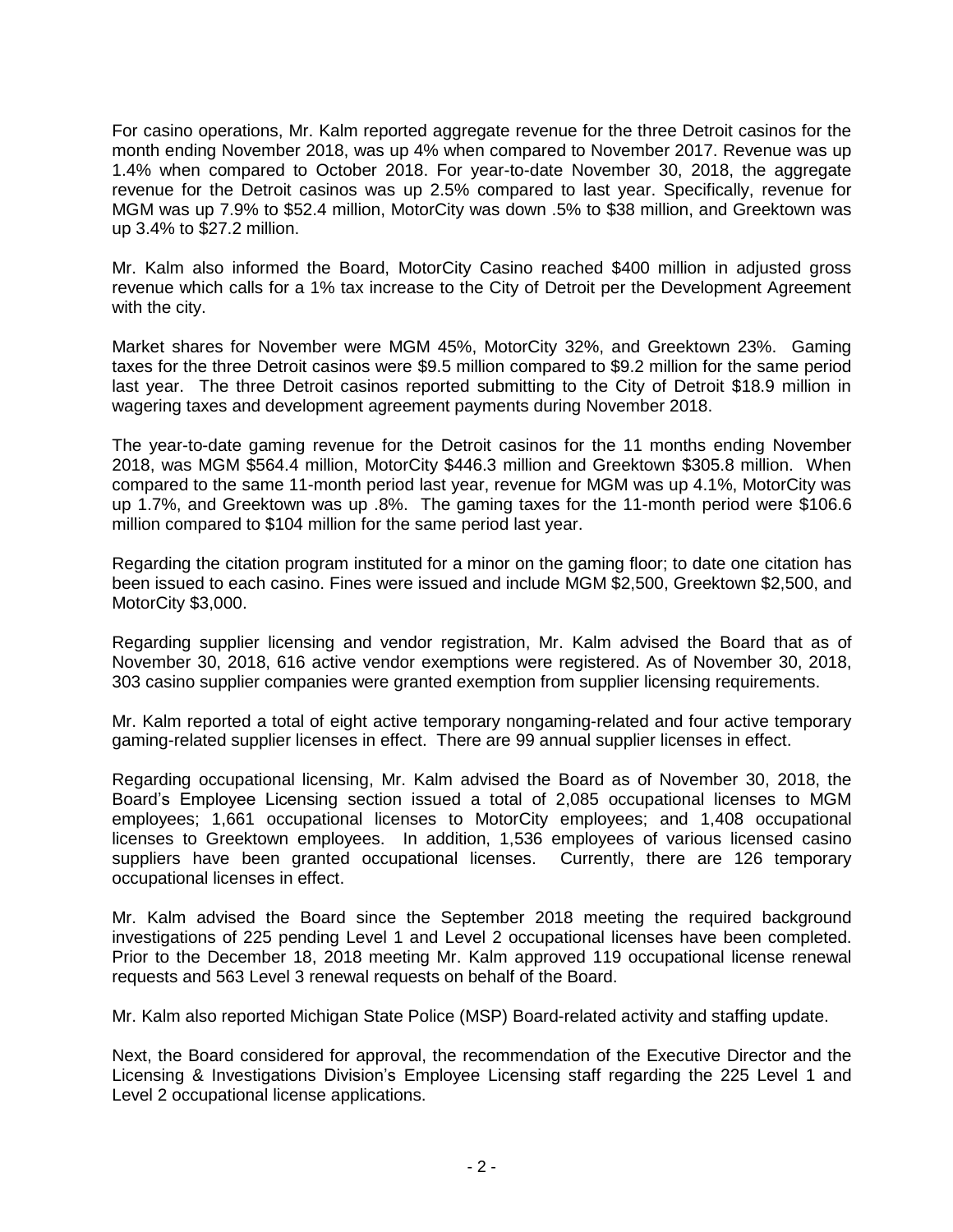For casino operations, Mr. Kalm reported aggregate revenue for the three Detroit casinos for the month ending November 2018, was up 4% when compared to November 2017. Revenue was up 1.4% when compared to October 2018. For year-to-date November 30, 2018, the aggregate revenue for the Detroit casinos was up 2.5% compared to last year. Specifically, revenue for MGM was up 7.9% to $52.4 million, MotorCity was down .5% to $38 million, and Greektown was up 3.4% to $27.2 million.

Mr. Kalm also informed the Board, MotorCity Casino reached $400 million in adjusted gross revenue which calls for a 1% tax increase to the City of Detroit per the Development Agreement with the city.

Market shares for November were MGM 45%, MotorCity 32%, and Greektown 23%. Gaming taxes for the three Detroit casinos were $9.5 million compared to $9.2 million for the same period last year. The three Detroit casinos reported submitting to the City of Detroit $18.9 million in wagering taxes and development agreement payments during November 2018.

The year-to-date gaming revenue for the Detroit casinos for the 11 months ending November 2018, was MGM $564.4 million, MotorCity $446.3 million and Greektown $305.8 million. When compared to the same 11-month period last year, revenue for MGM was up 4.1%, MotorCity was up 1.7%, and Greektown was up .8%. The gaming taxes for the 11-month period were $106.6 million compared to $104 million for the same period last year.

Regarding the citation program instituted for a minor on the gaming floor; to date one citation has been issued to each casino. Fines were issued and include MGM $2,500, Greektown $2,500, and MotorCity $3,000.

Regarding supplier licensing and vendor registration, Mr. Kalm advised the Board that as of November 30, 2018, 616 active vendor exemptions were registered. As of November 30, 2018, 303 casino supplier companies were granted exemption from supplier licensing requirements.

Mr. Kalm reported a total of eight active temporary nongaming-related and four active temporary gaming-related supplier licenses in effect. There are 99 annual supplier licenses in effect.

Regarding occupational licensing, Mr. Kalm advised the Board as of November 30, 2018, the Board's Employee Licensing section issued a total of 2,085 occupational licenses to MGM employees; 1,661 occupational licenses to MotorCity employees; and 1,408 occupational licenses to Greektown employees. In addition, 1,536 employees of various licensed casino suppliers have been granted occupational licenses. Currently, there are 126 temporary occupational licenses in effect.

Mr. Kalm advised the Board since the September 2018 meeting the required background investigations of 225 pending Level 1 and Level 2 occupational licenses have been completed. Prior to the December 18, 2018 meeting Mr. Kalm approved 119 occupational license renewal requests and 563 Level 3 renewal requests on behalf of the Board.

Mr. Kalm also reported Michigan State Police (MSP) Board-related activity and staffing update.

Next, the Board considered for approval, the recommendation of the Executive Director and the Licensing & Investigations Division's Employee Licensing staff regarding the 225 Level 1 and Level 2 occupational license applications.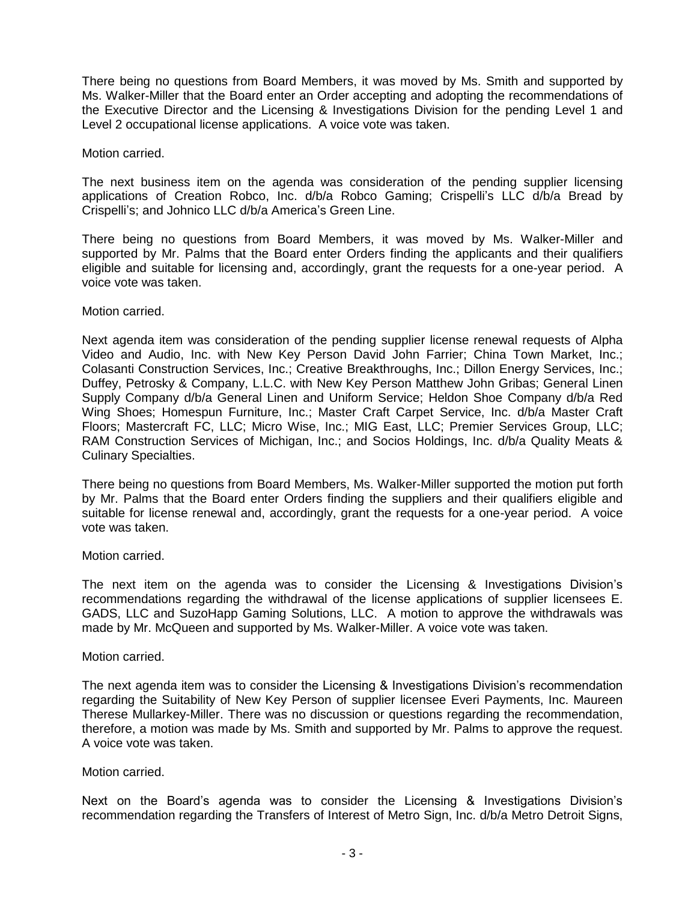There being no questions from Board Members, it was moved by Ms. Smith and supported by Ms. Walker-Miller that the Board enter an Order accepting and adopting the recommendations of the Executive Director and the Licensing & Investigations Division for the pending Level 1 and Level 2 occupational license applications. A voice vote was taken.

Motion carried.

The next business item on the agenda was consideration of the pending supplier licensing applications of Creation Robco, Inc. d/b/a Robco Gaming; Crispelli's LLC d/b/a Bread by Crispelli's; and Johnico LLC d/b/a America's Green Line.

There being no questions from Board Members, it was moved by Ms. Walker-Miller and supported by Mr. Palms that the Board enter Orders finding the applicants and their qualifiers eligible and suitable for licensing and, accordingly, grant the requests for a one-year period. A voice vote was taken.

Motion carried.

Next agenda item was consideration of the pending supplier license renewal requests of Alpha Video and Audio, Inc. with New Key Person David John Farrier; China Town Market, Inc.; Colasanti Construction Services, Inc.; Creative Breakthroughs, Inc.; Dillon Energy Services, Inc.; Duffey, Petrosky & Company, L.L.C. with New Key Person Matthew John Gribas; General Linen Supply Company d/b/a General Linen and Uniform Service; Heldon Shoe Company d/b/a Red Wing Shoes; Homespun Furniture, Inc.; Master Craft Carpet Service, Inc. d/b/a Master Craft Floors; Mastercraft FC, LLC; Micro Wise, Inc.; MIG East, LLC; Premier Services Group, LLC; RAM Construction Services of Michigan, Inc.; and Socios Holdings, Inc. d/b/a Quality Meats & Culinary Specialties.

There being no questions from Board Members, Ms. Walker-Miller supported the motion put forth by Mr. Palms that the Board enter Orders finding the suppliers and their qualifiers eligible and suitable for license renewal and, accordingly, grant the requests for a one-year period. A voice vote was taken.

Motion carried.

The next item on the agenda was to consider the Licensing & Investigations Division's recommendations regarding the withdrawal of the license applications of supplier licensees E. GADS, LLC and SuzoHapp Gaming Solutions, LLC. A motion to approve the withdrawals was made by Mr. McQueen and supported by Ms. Walker-Miller. A voice vote was taken.

Motion carried.

The next agenda item was to consider the Licensing & Investigations Division's recommendation regarding the Suitability of New Key Person of supplier licensee Everi Payments, Inc. Maureen Therese Mullarkey-Miller. There was no discussion or questions regarding the recommendation, therefore, a motion was made by Ms. Smith and supported by Mr. Palms to approve the request. A voice vote was taken.

Motion carried.

Next on the Board's agenda was to consider the Licensing & Investigations Division's recommendation regarding the Transfers of Interest of Metro Sign, Inc. d/b/a Metro Detroit Signs,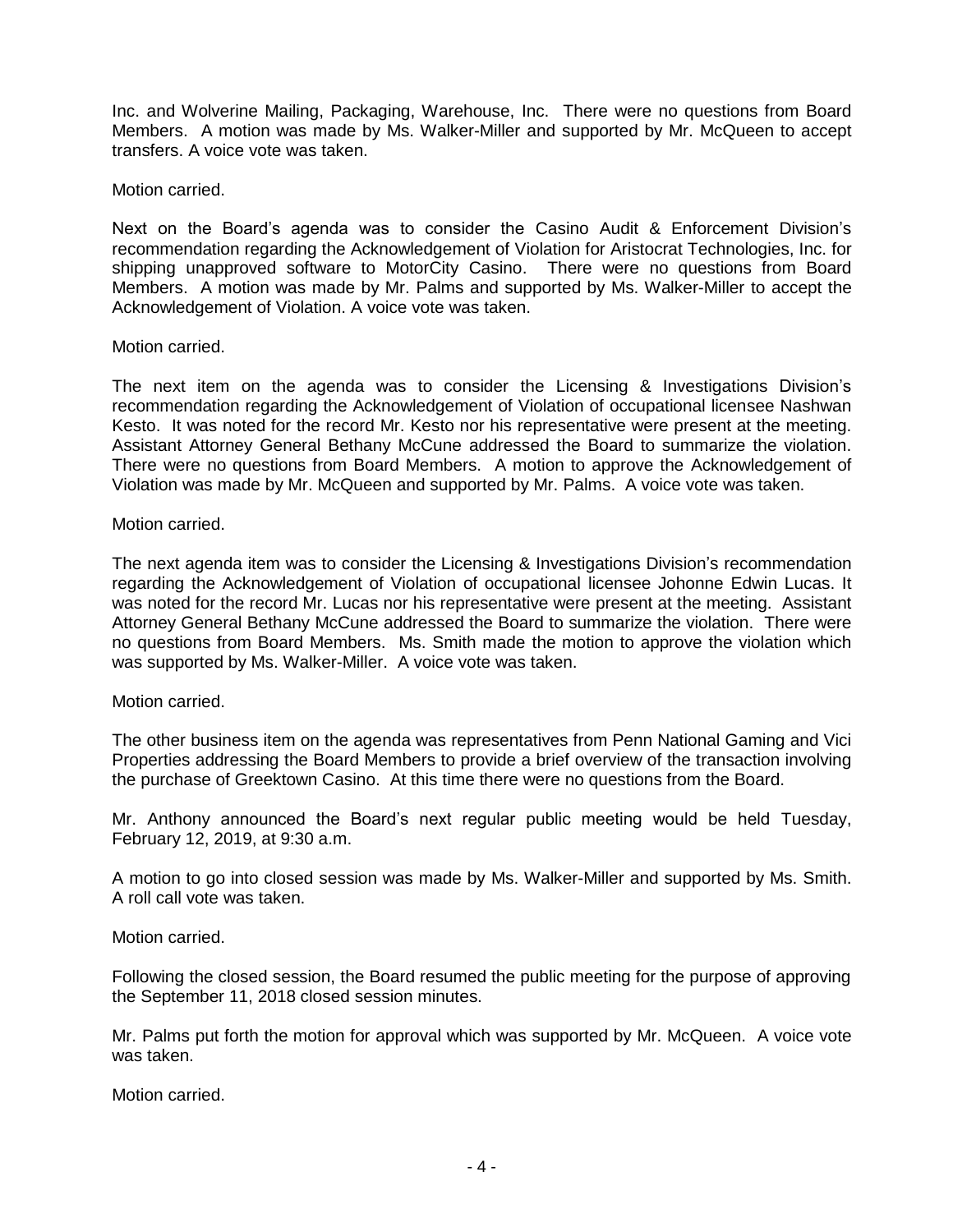Inc. and Wolverine Mailing, Packaging, Warehouse, Inc. There were no questions from Board Members. A motion was made by Ms. Walker-Miller and supported by Mr. McQueen to accept transfers. A voice vote was taken.

Motion carried.

Next on the Board's agenda was to consider the Casino Audit & Enforcement Division's recommendation regarding the Acknowledgement of Violation for Aristocrat Technologies, Inc. for shipping unapproved software to MotorCity Casino. There were no questions from Board Members. A motion was made by Mr. Palms and supported by Ms. Walker-Miller to accept the Acknowledgement of Violation. A voice vote was taken.

Motion carried.

The next item on the agenda was to consider the Licensing & Investigations Division's recommendation regarding the Acknowledgement of Violation of occupational licensee Nashwan Kesto. It was noted for the record Mr. Kesto nor his representative were present at the meeting. Assistant Attorney General Bethany McCune addressed the Board to summarize the violation. There were no questions from Board Members. A motion to approve the Acknowledgement of Violation was made by Mr. McQueen and supported by Mr. Palms. A voice vote was taken.

Motion carried.

The next agenda item was to consider the Licensing & Investigations Division's recommendation regarding the Acknowledgement of Violation of occupational licensee Johonne Edwin Lucas. It was noted for the record Mr. Lucas nor his representative were present at the meeting. Assistant Attorney General Bethany McCune addressed the Board to summarize the violation. There were no questions from Board Members. Ms. Smith made the motion to approve the violation which was supported by Ms. Walker-Miller. A voice vote was taken.

Motion carried.

The other business item on the agenda was representatives from Penn National Gaming and Vici Properties addressing the Board Members to provide a brief overview of the transaction involving the purchase of Greektown Casino. At this time there were no questions from the Board.

Mr. Anthony announced the Board's next regular public meeting would be held Tuesday, February 12, 2019, at 9:30 a.m.

A motion to go into closed session was made by Ms. Walker-Miller and supported by Ms. Smith. A roll call vote was taken.

Motion carried.

Following the closed session, the Board resumed the public meeting for the purpose of approving the September 11, 2018 closed session minutes.

Mr. Palms put forth the motion for approval which was supported by Mr. McQueen. A voice vote was taken.

Motion carried.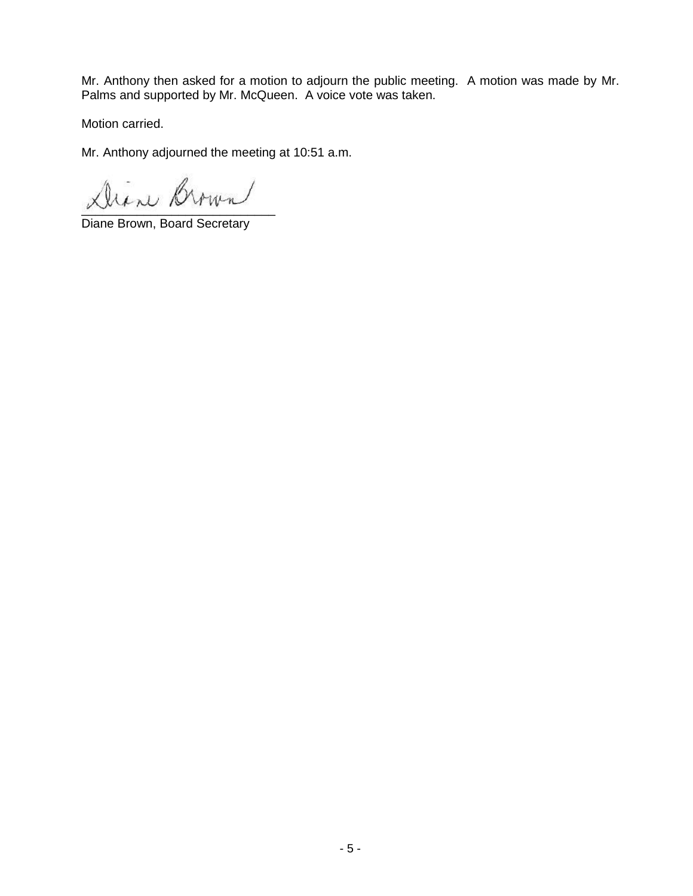Mr. Anthony then asked for a motion to adjourn the public meeting. A motion was made by Mr. Palms and supported by Mr. McQueen. A voice vote was taken.

Motion carried.

Mr. Anthony adjourned the meeting at 10:51 a.m.

Diane Brown

\_\_\_\_\_\_\_\_\_\_\_\_\_\_\_\_\_\_\_\_\_\_\_\_\_\_\_\_

Diane Brown, Board Secretary